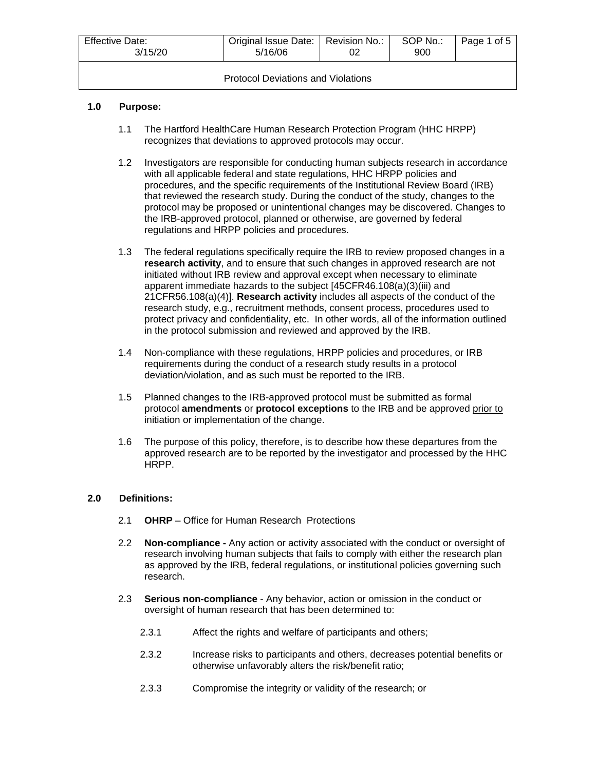| Effective Date: 3/15/20 | Original Issue Date: 5/16/06 | Revision No.: 02 | SOP No.: 900 | Page 1 of 5 |
| --- | --- | --- | --- | --- |
| Protocol Deviations and Violations | | | | |

## 1.0 Purpose:

1.1 The Hartford HealthCare Human Research Protection Program (HHC HRPP) recognizes that deviations to approved protocols may occur.

1.2 Investigators are responsible for conducting human subjects research in accordance with all applicable federal and state regulations, HHC HRPP policies and procedures, and the specific requirements of the Institutional Review Board (IRB) that reviewed the research study. During the conduct of the study, changes to the protocol may be proposed or unintentional changes may be discovered. Changes to the IRB-approved protocol, planned or otherwise, are governed by federal regulations and HRPP policies and procedures.

1.3 The federal regulations specifically require the IRB to review proposed changes in a **research activity**, and to ensure that such changes in approved research are not initiated without IRB review and approval except when necessary to eliminate apparent immediate hazards to the subject [45CFR46.108(a)(3)(iii) and 21CFR56.108(a)(4)]. **Research activity** includes all aspects of the conduct of the research study, e.g., recruitment methods, consent process, procedures used to protect privacy and confidentiality, etc. In other words, all of the information outlined in the protocol submission and reviewed and approved by the IRB.

1.4 Non-compliance with these regulations, HRPP policies and procedures, or IRB requirements during the conduct of a research study results in a protocol deviation/violation, and as such must be reported to the IRB.

1.5 Planned changes to the IRB-approved protocol must be submitted as formal protocol **amendments** or **protocol exceptions** to the IRB and be approved prior to initiation or implementation of the change.

1.6 The purpose of this policy, therefore, is to describe how these departures from the approved research are to be reported by the investigator and processed by the HHC HRPP.

## 2.0 Definitions:

2.1 **OHRP** – Office for Human Research Protections

2.2 **Non-compliance -** Any action or activity associated with the conduct or oversight of research involving human subjects that fails to comply with either the research plan as approved by the IRB, federal regulations, or institutional policies governing such research.

2.3 **Serious non-compliance** - Any behavior, action or omission in the conduct or oversight of human research that has been determined to:

2.3.1 Affect the rights and welfare of participants and others;

2.3.2 Increase risks to participants and others, decreases potential benefits or otherwise unfavorably alters the risk/benefit ratio;

2.3.3 Compromise the integrity or validity of the research; or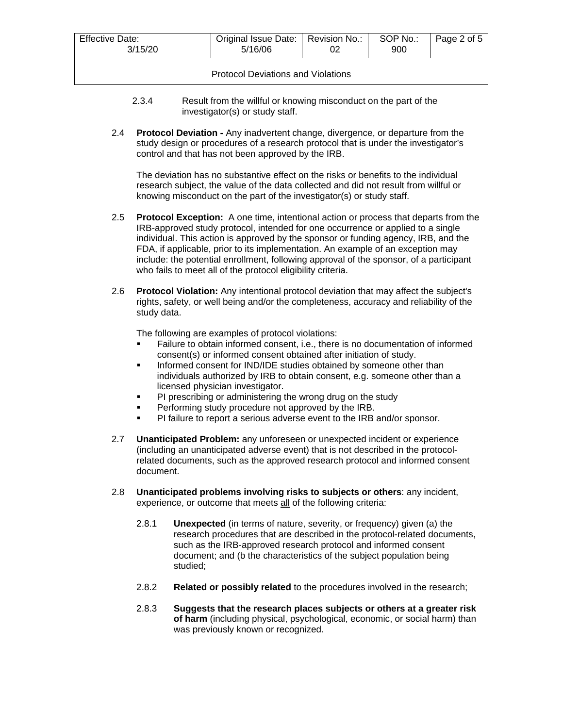2.3.4 Result from the willful or knowing misconduct on the part of the investigator(s) or study staff.

2.4 **Protocol Deviation -** Any inadvertent change, divergence, or departure from the study design or procedures of a research protocol that is under the investigator's control and that has not been approved by the IRB.

The deviation has no substantive effect on the risks or benefits to the individual research subject, the value of the data collected and did not result from willful or knowing misconduct on the part of the investigator(s) or study staff.

2.5 **Protocol Exception:** A one time, intentional action or process that departs from the IRB-approved study protocol, intended for one occurrence or applied to a single individual. This action is approved by the sponsor or funding agency, IRB, and the FDA, if applicable, prior to its implementation. An example of an exception may include: the potential enrollment, following approval of the sponsor, of a participant who fails to meet all of the protocol eligibility criteria.

2.6 **Protocol Violation:** Any intentional protocol deviation that may affect the subject's rights, safety, or well being and/or the completeness, accuracy and reliability of the study data.

The following are examples of protocol violations:

- Failure to obtain informed consent, i.e., there is no documentation of informed consent(s) or informed consent obtained after initiation of study.
- Informed consent for IND/IDE studies obtained by someone other than individuals authorized by IRB to obtain consent, e.g. someone other than a licensed physician investigator.
- PI prescribing or administering the wrong drug on the study
- Performing study procedure not approved by the IRB.
- PI failure to report a serious adverse event to the IRB and/or sponsor.

2.7 **Unanticipated Problem:** any unforeseen or unexpected incident or experience (including an unanticipated adverse event) that is not described in the protocol-related documents, such as the approved research protocol and informed consent document.

2.8 **Unanticipated problems involving risks to subjects or others**: any incident, experience, or outcome that meets all of the following criteria:

2.8.1 **Unexpected** (in terms of nature, severity, or frequency) given (a) the research procedures that are described in the protocol-related documents, such as the IRB-approved research protocol and informed consent document; and (b the characteristics of the subject population being studied;

2.8.2 **Related or possibly related** to the procedures involved in the research;

2.8.3 **Suggests that the research places subjects or others at a greater risk of harm** (including physical, psychological, economic, or social harm) than was previously known or recognized.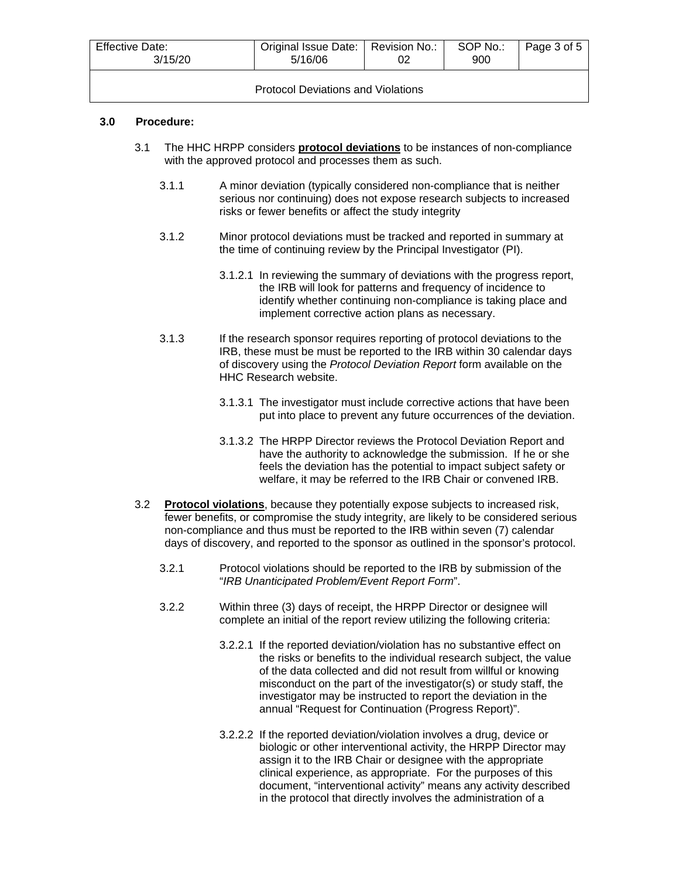## 3.0 Procedure:

3.1 The HHC HRPP considers **protocol deviations** to be instances of non-compliance with the approved protocol and processes them as such.

3.1.1 A minor deviation (typically considered non-compliance that is neither serious nor continuing) does not expose research subjects to increased risks or fewer benefits or affect the study integrity

3.1.2 Minor protocol deviations must be tracked and reported in summary at the time of continuing review by the Principal Investigator (PI).

3.1.2.1 In reviewing the summary of deviations with the progress report, the IRB will look for patterns and frequency of incidence to identify whether continuing non-compliance is taking place and implement corrective action plans as necessary.

3.1.3 If the research sponsor requires reporting of protocol deviations to the IRB, these must be must be reported to the IRB within 30 calendar days of discovery using the *Protocol Deviation Report* form available on the HHC Research website.

3.1.3.1 The investigator must include corrective actions that have been put into place to prevent any future occurrences of the deviation.

3.1.3.2 The HRPP Director reviews the Protocol Deviation Report and have the authority to acknowledge the submission. If he or she feels the deviation has the potential to impact subject safety or welfare, it may be referred to the IRB Chair or convened IRB.

3.2 **Protocol violations**, because they potentially expose subjects to increased risk, fewer benefits, or compromise the study integrity, are likely to be considered serious non-compliance and thus must be reported to the IRB within seven (7) calendar days of discovery, and reported to the sponsor as outlined in the sponsor's protocol.

3.2.1 Protocol violations should be reported to the IRB by submission of the "*IRB Unanticipated Problem/Event Report Form*".

3.2.2 Within three (3) days of receipt, the HRPP Director or designee will complete an initial of the report review utilizing the following criteria:

3.2.2.1 If the reported deviation/violation has no substantive effect on the risks or benefits to the individual research subject, the value of the data collected and did not result from willful or knowing misconduct on the part of the investigator(s) or study staff, the investigator may be instructed to report the deviation in the annual "Request for Continuation (Progress Report)".

3.2.2.2 If the reported deviation/violation involves a drug, device or biologic or other interventional activity, the HRPP Director may assign it to the IRB Chair or designee with the appropriate clinical experience, as appropriate. For the purposes of this document, "interventional activity" means any activity described in the protocol that directly involves the administration of a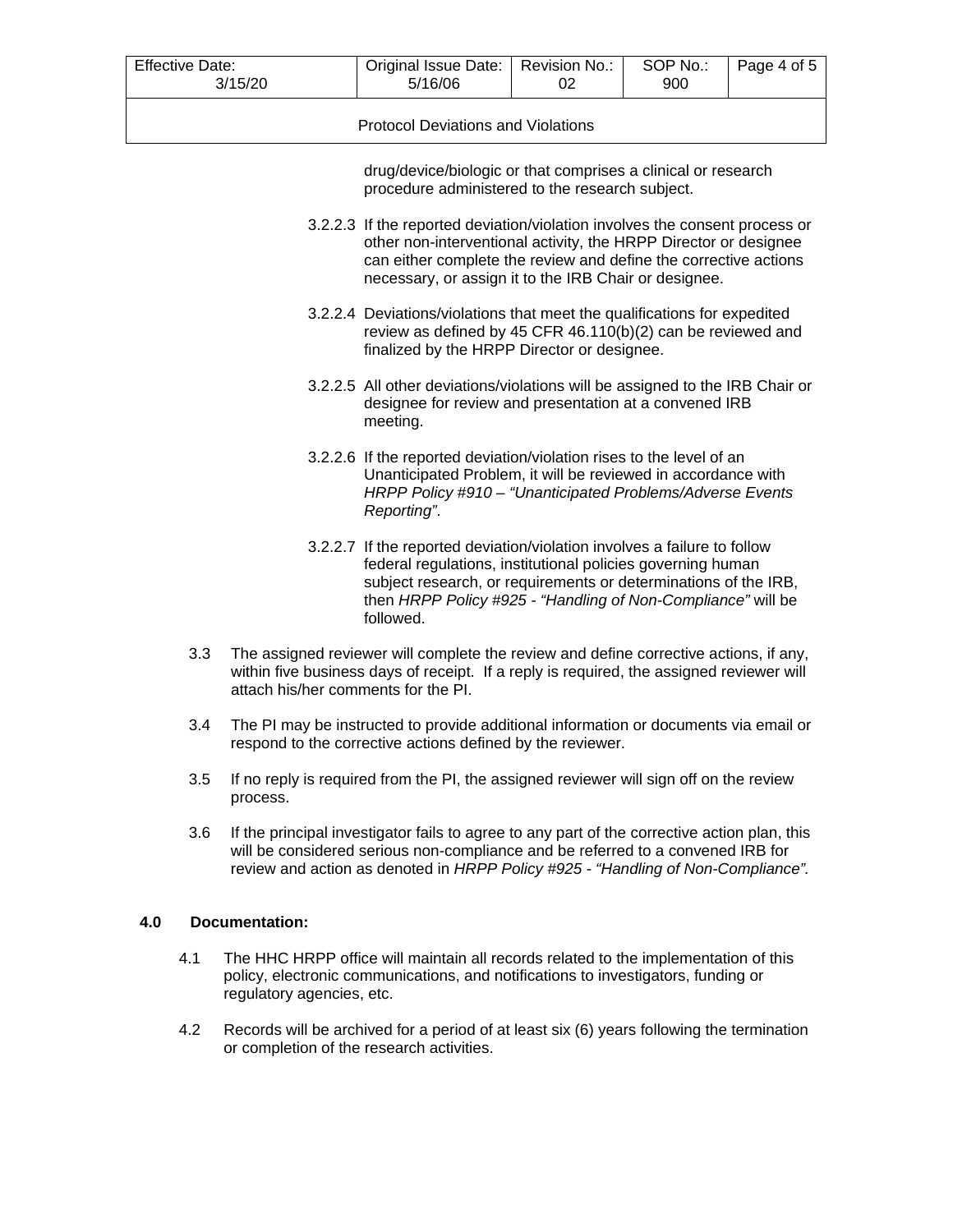drug/device/biologic or that comprises a clinical or research procedure administered to the research subject.

3.2.2.3 If the reported deviation/violation involves the consent process or other non-interventional activity, the HRPP Director or designee can either complete the review and define the corrective actions necessary, or assign it to the IRB Chair or designee.

3.2.2.4 Deviations/violations that meet the qualifications for expedited review as defined by 45 CFR 46.110(b)(2) can be reviewed and finalized by the HRPP Director or designee.

3.2.2.5 All other deviations/violations will be assigned to the IRB Chair or designee for review and presentation at a convened IRB meeting.

3.2.2.6 If the reported deviation/violation rises to the level of an Unanticipated Problem, it will be reviewed in accordance with *HRPP Policy #910 – "Unanticipated Problems/Adverse Events Reporting"*.

3.2.2.7 If the reported deviation/violation involves a failure to follow federal regulations, institutional policies governing human subject research, or requirements or determinations of the IRB, then *HRPP Policy #925 - "Handling of Non-Compliance"* will be followed.

3.3 The assigned reviewer will complete the review and define corrective actions, if any, within five business days of receipt. If a reply is required, the assigned reviewer will attach his/her comments for the PI.

3.4 The PI may be instructed to provide additional information or documents via email or respond to the corrective actions defined by the reviewer.

3.5 If no reply is required from the PI, the assigned reviewer will sign off on the review process.

3.6 If the principal investigator fails to agree to any part of the corrective action plan, this will be considered serious non-compliance and be referred to a convened IRB for review and action as denoted in *HRPP Policy #925 - "Handling of Non-Compliance".*

## 4.0 Documentation:

4.1 The HHC HRPP office will maintain all records related to the implementation of this policy, electronic communications, and notifications to investigators, funding or regulatory agencies, etc.

4.2 Records will be archived for a period of at least six (6) years following the termination or completion of the research activities.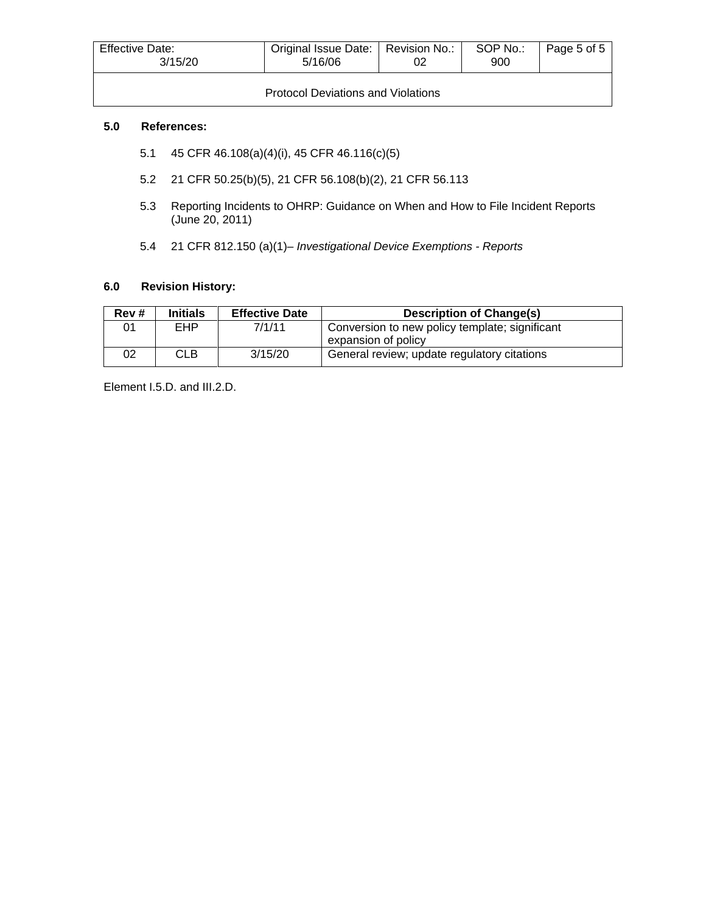## 5.0 References:

5.1 45 CFR 46.108(a)(4)(i), 45 CFR 46.116(c)(5)

5.2 21 CFR 50.25(b)(5), 21 CFR 56.108(b)(2), 21 CFR 56.113

5.3 Reporting Incidents to OHRP: Guidance on When and How to File Incident Reports (June 20, 2011)

5.4 21 CFR 812.150 (a)(1)– *Investigational Device Exemptions - Reports*

## 6.0 Revision History:

| Rev # | Initials | Effective Date | Description of Change(s) |
|---|---|---|---|
| 01 | EHP | 7/1/11 | Conversion to new policy template; significant expansion of policy |
| 02 | CLB | 3/15/20 | General review; update regulatory citations |

Element I.5.D. and III.2.D.